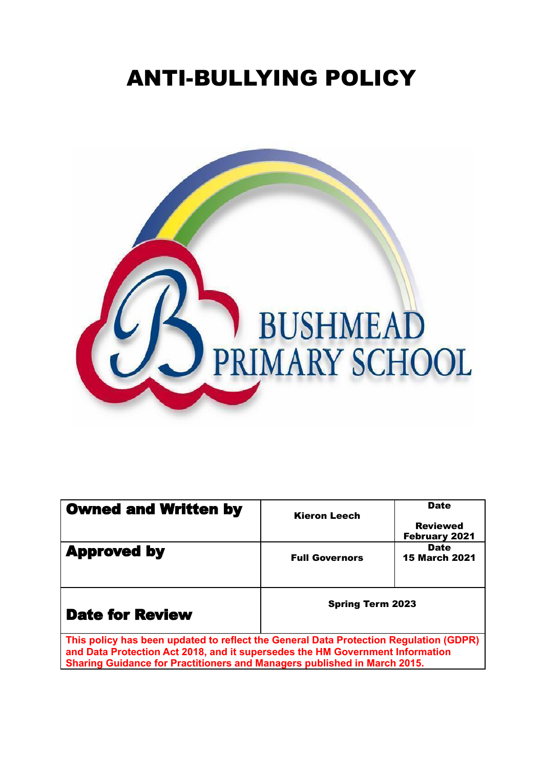# ANTI-BULLYING POLICY

BUSHMEAD
PRIMARY SCHOOL

| **Owned and Written by** | **Kieron Leech** | **Date** **Reviewed February 2021** |
|---|---|---|
| **Approved by** | **Full Governors** | **Date** **15 March 2021** |
| **Date for Review** | **Spring Term 2023** | |
| **This policy has been updated to reflect the General Data Protection Regulation (GDPR) and Data Protection Act 2018, and it supersedes the HM Government Information Sharing Guidance for Practitioners and Managers published in March 2015.** | | |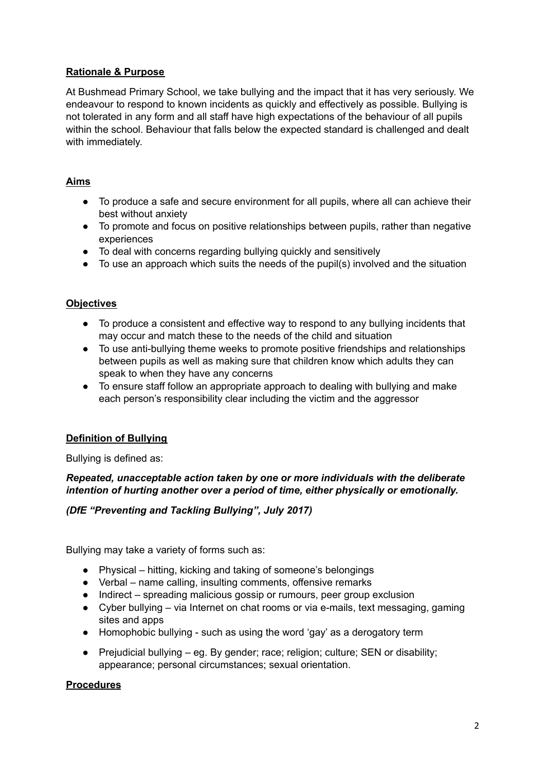## Rationale & Purpose

At Bushmead Primary School, we take bullying and the impact that it has very seriously. We endeavour to respond to known incidents as quickly and effectively as possible. Bullying is not tolerated in any form and all staff have high expectations of the behaviour of all pupils within the school. Behaviour that falls below the expected standard is challenged and dealt with immediately.

## Aims

- To produce a safe and secure environment for all pupils, where all can achieve their best without anxiety
- To promote and focus on positive relationships between pupils, rather than negative experiences
- To deal with concerns regarding bullying quickly and sensitively
- To use an approach which suits the needs of the pupil(s) involved and the situation

## Objectives

- To produce a consistent and effective way to respond to any bullying incidents that may occur and match these to the needs of the child and situation
- To use anti-bullying theme weeks to promote positive friendships and relationships between pupils as well as making sure that children know which adults they can speak to when they have any concerns
- To ensure staff follow an appropriate approach to dealing with bullying and make each person's responsibility clear including the victim and the aggressor

## Definition of Bullying

Bullying is defined as:

***Repeated, unacceptable action taken by one or more individuals with the deliberate intention of hurting another over a period of time, either physically or emotionally.***

***(DfE "Preventing and Tackling Bullying", July 2017)***

Bullying may take a variety of forms such as:

- Physical – hitting, kicking and taking of someone's belongings
- Verbal – name calling, insulting comments, offensive remarks
- Indirect – spreading malicious gossip or rumours, peer group exclusion
- Cyber bullying – via Internet on chat rooms or via e-mails, text messaging, gaming sites and apps
- Homophobic bullying - such as using the word 'gay' as a derogatory term
- Prejudicial bullying – eg. By gender; race; religion; culture; SEN or disability; appearance; personal circumstances; sexual orientation.

## Procedures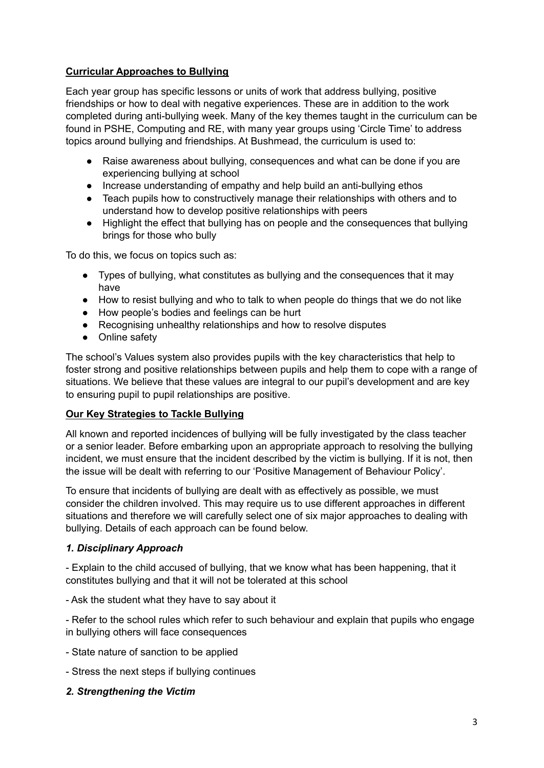**Curricular Approaches to Bullying**

Each year group has specific lessons or units of work that address bullying, positive friendships or how to deal with negative experiences. These are in addition to the work completed during anti-bullying week. Many of the key themes taught in the curriculum can be found in PSHE, Computing and RE, with many year groups using 'Circle Time' to address topics around bullying and friendships. At Bushmead, the curriculum is used to:

- Raise awareness about bullying, consequences and what can be done if you are experiencing bullying at school
- Increase understanding of empathy and help build an anti-bullying ethos
- Teach pupils how to constructively manage their relationships with others and to understand how to develop positive relationships with peers
- Highlight the effect that bullying has on people and the consequences that bullying brings for those who bully

To do this, we focus on topics such as:

- Types of bullying, what constitutes as bullying and the consequences that it may have
- How to resist bullying and who to talk to when people do things that we do not like
- How people's bodies and feelings can be hurt
- Recognising unhealthy relationships and how to resolve disputes
- Online safety

The school's Values system also provides pupils with the key characteristics that help to foster strong and positive relationships between pupils and help them to cope with a range of situations. We believe that these values are integral to our pupil's development and are key to ensuring pupil to pupil relationships are positive.

**Our Key Strategies to Tackle Bullying**

All known and reported incidences of bullying will be fully investigated by the class teacher or a senior leader. Before embarking upon an appropriate approach to resolving the bullying incident, we must ensure that the incident described by the victim is bullying. If it is not, then the issue will be dealt with referring to our 'Positive Management of Behaviour Policy'.

To ensure that incidents of bullying are dealt with as effectively as possible, we must consider the children involved. This may require us to use different approaches in different situations and therefore we will carefully select one of six major approaches to dealing with bullying. Details of each approach can be found below.

***1. Disciplinary Approach***

- Explain to the child accused of bullying, that we know what has been happening, that it constitutes bullying and that it will not be tolerated at this school

- Ask the student what they have to say about it

- Refer to the school rules which refer to such behaviour and explain that pupils who engage in bullying others will face consequences

- State nature of sanction to be applied

- Stress the next steps if bullying continues

***2. Strengthening the Victim***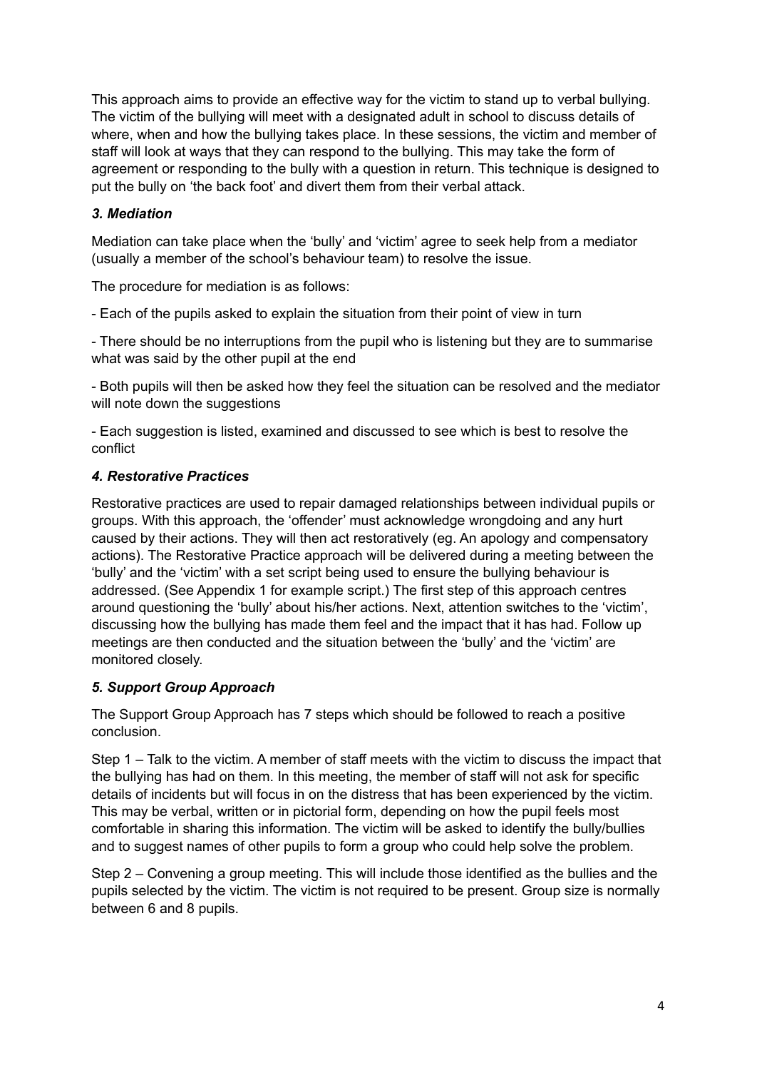This approach aims to provide an effective way for the victim to stand up to verbal bullying. The victim of the bullying will meet with a designated adult in school to discuss details of where, when and how the bullying takes place. In these sessions, the victim and member of staff will look at ways that they can respond to the bullying. This may take the form of agreement or responding to the bully with a question in return. This technique is designed to put the bully on 'the back foot' and divert them from their verbal attack.

### *3. Mediation*

Mediation can take place when the 'bully' and 'victim' agree to seek help from a mediator (usually a member of the school's behaviour team) to resolve the issue.

The procedure for mediation is as follows:

- Each of the pupils asked to explain the situation from their point of view in turn

- There should be no interruptions from the pupil who is listening but they are to summarise what was said by the other pupil at the end

- Both pupils will then be asked how they feel the situation can be resolved and the mediator will note down the suggestions

- Each suggestion is listed, examined and discussed to see which is best to resolve the conflict

### *4. Restorative Practices*

Restorative practices are used to repair damaged relationships between individual pupils or groups. With this approach, the 'offender' must acknowledge wrongdoing and any hurt caused by their actions. They will then act restoratively (eg. An apology and compensatory actions). The Restorative Practice approach will be delivered during a meeting between the 'bully' and the 'victim' with a set script being used to ensure the bullying behaviour is addressed. (See Appendix 1 for example script.) The first step of this approach centres around questioning the 'bully' about his/her actions. Next, attention switches to the 'victim', discussing how the bullying has made them feel and the impact that it has had. Follow up meetings are then conducted and the situation between the 'bully' and the 'victim' are monitored closely.

### *5. Support Group Approach*

The Support Group Approach has 7 steps which should be followed to reach a positive conclusion.

Step 1 – Talk to the victim. A member of staff meets with the victim to discuss the impact that the bullying has had on them. In this meeting, the member of staff will not ask for specific details of incidents but will focus in on the distress that has been experienced by the victim. This may be verbal, written or in pictorial form, depending on how the pupil feels most comfortable in sharing this information. The victim will be asked to identify the bully/bullies and to suggest names of other pupils to form a group who could help solve the problem.

Step 2 – Convening a group meeting. This will include those identified as the bullies and the pupils selected by the victim. The victim is not required to be present. Group size is normally between 6 and 8 pupils.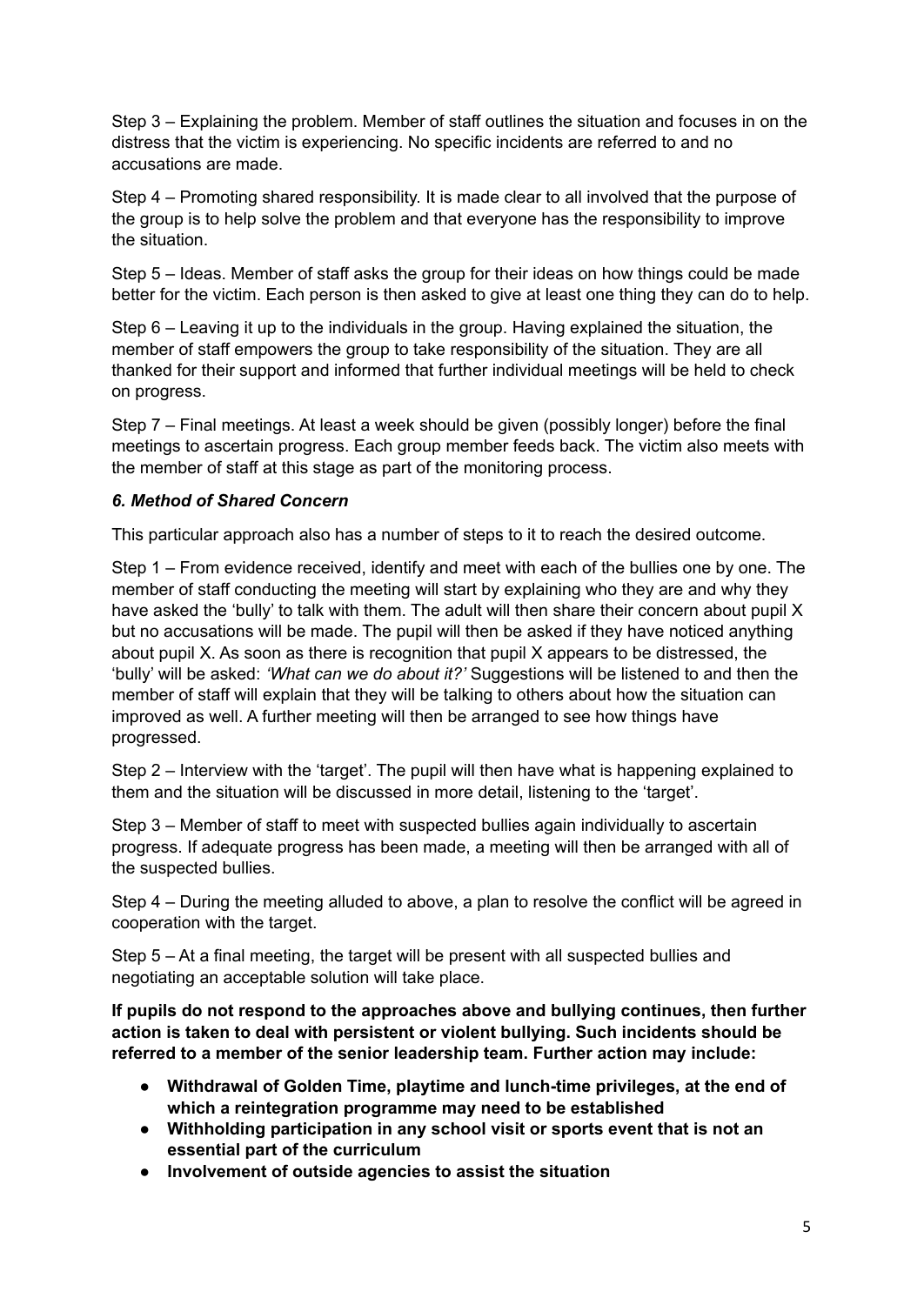Step 3 – Explaining the problem. Member of staff outlines the situation and focuses in on the distress that the victim is experiencing. No specific incidents are referred to and no accusations are made.

Step 4 – Promoting shared responsibility. It is made clear to all involved that the purpose of the group is to help solve the problem and that everyone has the responsibility to improve the situation.

Step 5 – Ideas. Member of staff asks the group for their ideas on how things could be made better for the victim. Each person is then asked to give at least one thing they can do to help.

Step 6 – Leaving it up to the individuals in the group. Having explained the situation, the member of staff empowers the group to take responsibility of the situation. They are all thanked for their support and informed that further individual meetings will be held to check on progress.

Step 7 – Final meetings. At least a week should be given (possibly longer) before the final meetings to ascertain progress. Each group member feeds back. The victim also meets with the member of staff at this stage as part of the monitoring process.

### *6. Method of Shared Concern*

This particular approach also has a number of steps to it to reach the desired outcome.

Step 1 – From evidence received, identify and meet with each of the bullies one by one. The member of staff conducting the meeting will start by explaining who they are and why they have asked the 'bully' to talk with them. The adult will then share their concern about pupil X but no accusations will be made. The pupil will then be asked if they have noticed anything about pupil X. As soon as there is recognition that pupil X appears to be distressed, the 'bully' will be asked: *'What can we do about it?'* Suggestions will be listened to and then the member of staff will explain that they will be talking to others about how the situation can improved as well. A further meeting will then be arranged to see how things have progressed.

Step 2 – Interview with the 'target'. The pupil will then have what is happening explained to them and the situation will be discussed in more detail, listening to the 'target'.

Step 3 – Member of staff to meet with suspected bullies again individually to ascertain progress. If adequate progress has been made, a meeting will then be arranged with all of the suspected bullies.

Step 4 – During the meeting alluded to above, a plan to resolve the conflict will be agreed in cooperation with the target.

Step 5 – At a final meeting, the target will be present with all suspected bullies and negotiating an acceptable solution will take place.

**If pupils do not respond to the approaches above and bullying continues, then further action is taken to deal with persistent or violent bullying. Such incidents should be referred to a member of the senior leadership team. Further action may include:**

- **Withdrawal of Golden Time, playtime and lunch-time privileges, at the end of which a reintegration programme may need to be established**
- **Withholding participation in any school visit or sports event that is not an essential part of the curriculum**
- **Involvement of outside agencies to assist the situation**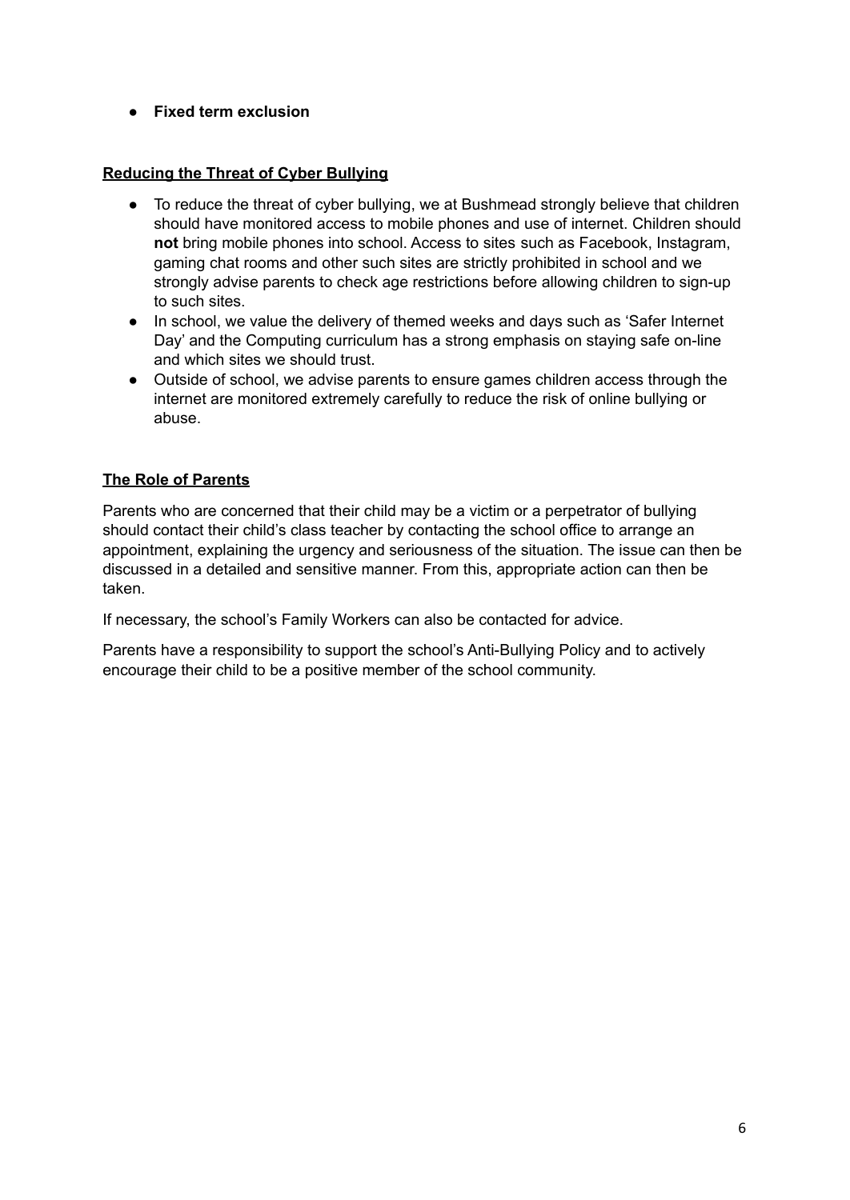- **Fixed term exclusion**

## Reducing the Threat of Cyber Bullying

- To reduce the threat of cyber bullying, we at Bushmead strongly believe that children should have monitored access to mobile phones and use of internet. Children should **not** bring mobile phones into school. Access to sites such as Facebook, Instagram, gaming chat rooms and other such sites are strictly prohibited in school and we strongly advise parents to check age restrictions before allowing children to sign-up to such sites.
- In school, we value the delivery of themed weeks and days such as 'Safer Internet Day' and the Computing curriculum has a strong emphasis on staying safe on-line and which sites we should trust.
- Outside of school, we advise parents to ensure games children access through the internet are monitored extremely carefully to reduce the risk of online bullying or abuse.

## The Role of Parents

Parents who are concerned that their child may be a victim or a perpetrator of bullying should contact their child's class teacher by contacting the school office to arrange an appointment, explaining the urgency and seriousness of the situation. The issue can then be discussed in a detailed and sensitive manner. From this, appropriate action can then be taken.

If necessary, the school's Family Workers can also be contacted for advice.

Parents have a responsibility to support the school's Anti-Bullying Policy and to actively encourage their child to be a positive member of the school community.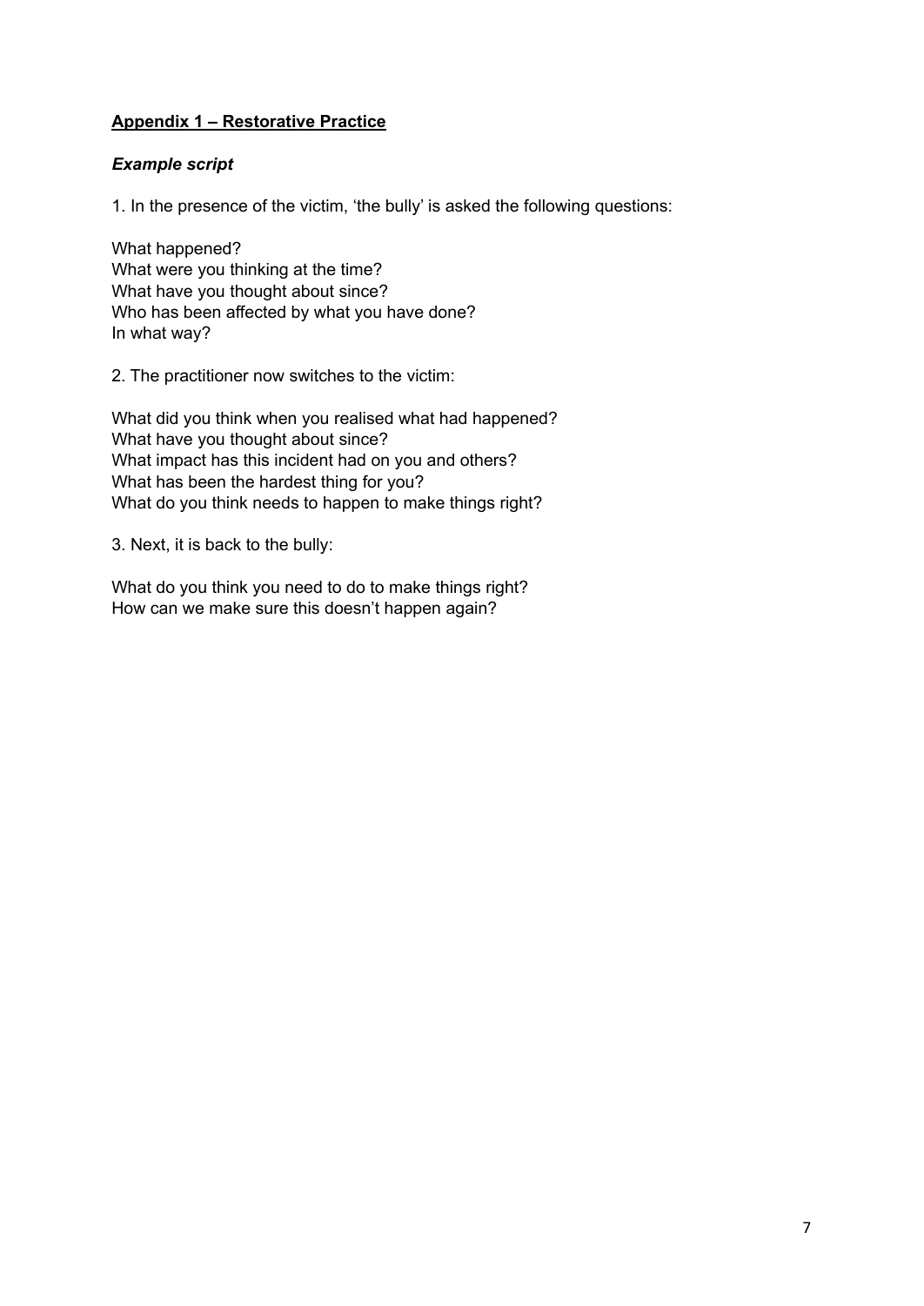## Appendix 1 – Restorative Practice

### *Example script*

1. In the presence of the victim, 'the bully' is asked the following questions:

What happened?
What were you thinking at the time?
What have you thought about since?
Who has been affected by what you have done?
In what way?

2. The practitioner now switches to the victim:

What did you think when you realised what had happened?
What have you thought about since?
What impact has this incident had on you and others?
What has been the hardest thing for you?
What do you think needs to happen to make things right?

3. Next, it is back to the bully:

What do you think you need to do to make things right?
How can we make sure this doesn't happen again?